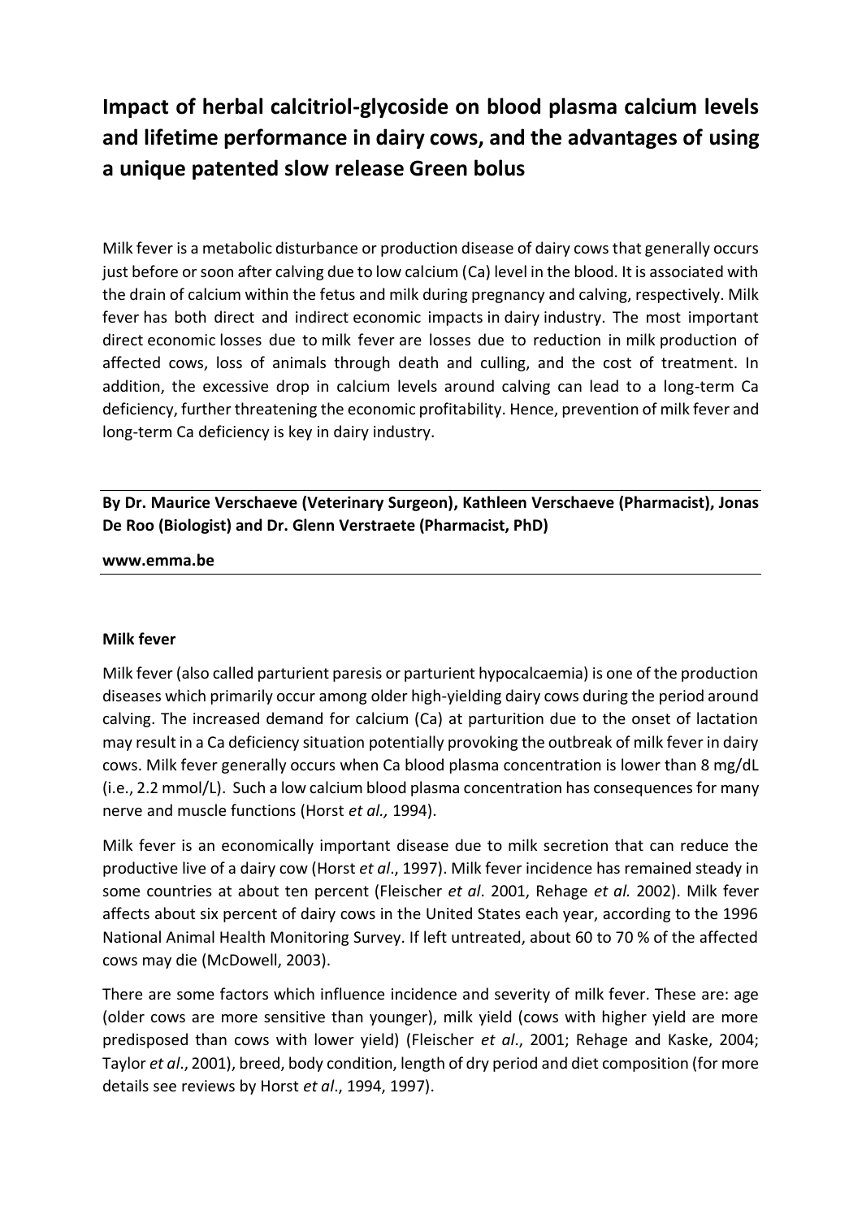# Impact of herbal calcitriol-glycoside on blood plasma calcium levels and lifetime performance in dairy cows, and the advantages of using a unique patented slow release Green bolus

Milk fever is a metabolic disturbance or production disease of dairy cows that generally occurs just before or soon after calving due to low calcium (Ca) level in the blood. It is associated with the drain of calcium within the fetus and milk during pregnancy and calving, respectively. Milk fever has both direct and indirect economic impacts in dairy industry. The most important direct economic losses due to milk fever are losses due to reduction in milk production of affected cows, loss of animals through death and culling, and the cost of treatment. In addition, the excessive drop in calcium levels around calving can lead to a long-term Ca deficiency, further threatening the economic profitability. Hence, prevention of milk fever and long-term Ca deficiency is key in dairy industry.

**By Dr. Maurice Verschaeve (Veterinary Surgeon), Kathleen Verschaeve (Pharmacist), Jonas De Roo (Biologist) and Dr. Glenn Verstraete (Pharmacist, PhD)**

**www.emma.be**

## Milk fever

Milk fever (also called parturient paresis or parturient hypocalcaemia) is one of the production diseases which primarily occur among older high-yielding dairy cows during the period around calving. The increased demand for calcium (Ca) at parturition due to the onset of lactation may result in a Ca deficiency situation potentially provoking the outbreak of milk fever in dairy cows. Milk fever generally occurs when Ca blood plasma concentration is lower than 8 mg/dL (i.e., 2.2 mmol/L). Such a low calcium blood plasma concentration has consequences for many nerve and muscle functions (Horst *et al.,* 1994).

Milk fever is an economically important disease due to milk secretion that can reduce the productive live of a dairy cow (Horst *et al*., 1997). Milk fever incidence has remained steady in some countries at about ten percent (Fleischer *et al*. 2001, Rehage *et al.* 2002). Milk fever affects about six percent of dairy cows in the United States each year, according to the 1996 National Animal Health Monitoring Survey. If left untreated, about 60 to 70 % of the affected cows may die (McDowell, 2003).

There are some factors which influence incidence and severity of milk fever. These are: age (older cows are more sensitive than younger), milk yield (cows with higher yield are more predisposed than cows with lower yield) (Fleischer *et al*., 2001; Rehage and Kaske, 2004; Taylor *et al*., 2001), breed, body condition, length of dry period and diet composition (for more details see reviews by Horst *et al*., 1994, 1997).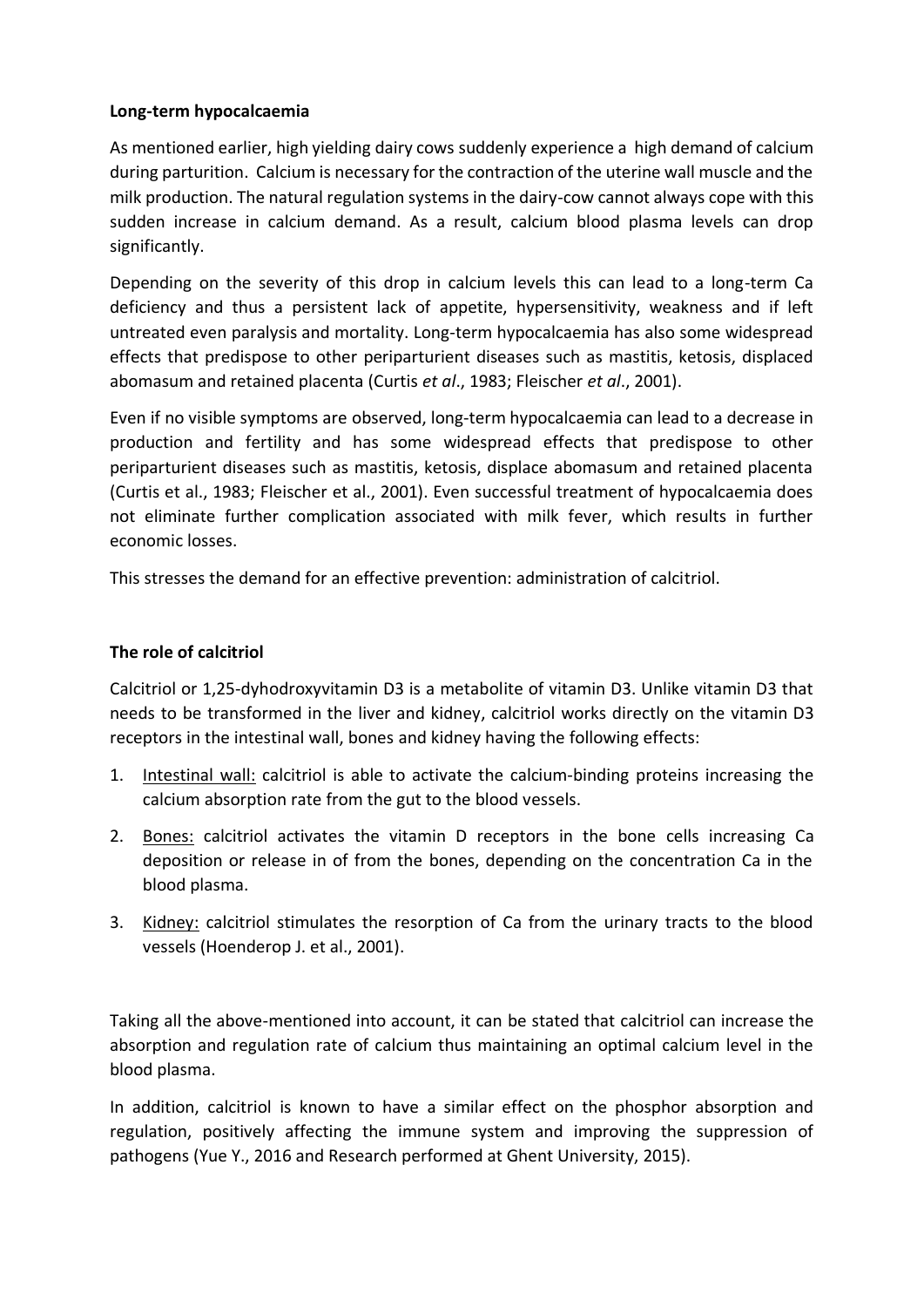**Long-term hypocalcaemia**

As mentioned earlier, high yielding dairy cows suddenly experience a high demand of calcium during parturition. Calcium is necessary for the contraction of the uterine wall muscle and the milk production. The natural regulation systems in the dairy-cow cannot always cope with this sudden increase in calcium demand. As a result, calcium blood plasma levels can drop significantly.

Depending on the severity of this drop in calcium levels this can lead to a long-term Ca deficiency and thus a persistent lack of appetite, hypersensitivity, weakness and if left untreated even paralysis and mortality. Long-term hypocalcaemia has also some widespread effects that predispose to other periparturient diseases such as mastitis, ketosis, displaced abomasum and retained placenta (Curtis *et al*., 1983; Fleischer *et al*., 2001).

Even if no visible symptoms are observed, long-term hypocalcaemia can lead to a decrease in production and fertility and has some widespread effects that predispose to other periparturient diseases such as mastitis, ketosis, displace abomasum and retained placenta (Curtis et al., 1983; Fleischer et al., 2001). Even successful treatment of hypocalcaemia does not eliminate further complication associated with milk fever, which results in further economic losses.

This stresses the demand for an effective prevention: administration of calcitriol.

**The role of calcitriol**

Calcitriol or 1,25-dyhodroxyvitamin D3 is a metabolite of vitamin D3. Unlike vitamin D3 that needs to be transformed in the liver and kidney, calcitriol works directly on the vitamin D3 receptors in the intestinal wall, bones and kidney having the following effects:

1. Intestinal wall: calcitriol is able to activate the calcium-binding proteins increasing the calcium absorption rate from the gut to the blood vessels.
2. Bones: calcitriol activates the vitamin D receptors in the bone cells increasing Ca deposition or release in of from the bones, depending on the concentration Ca in the blood plasma.
3. Kidney: calcitriol stimulates the resorption of Ca from the urinary tracts to the blood vessels (Hoenderop J. et al., 2001).

Taking all the above-mentioned into account, it can be stated that calcitriol can increase the absorption and regulation rate of calcium thus maintaining an optimal calcium level in the blood plasma.

In addition, calcitriol is known to have a similar effect on the phosphor absorption and regulation, positively affecting the immune system and improving the suppression of pathogens (Yue Y., 2016 and Research performed at Ghent University, 2015).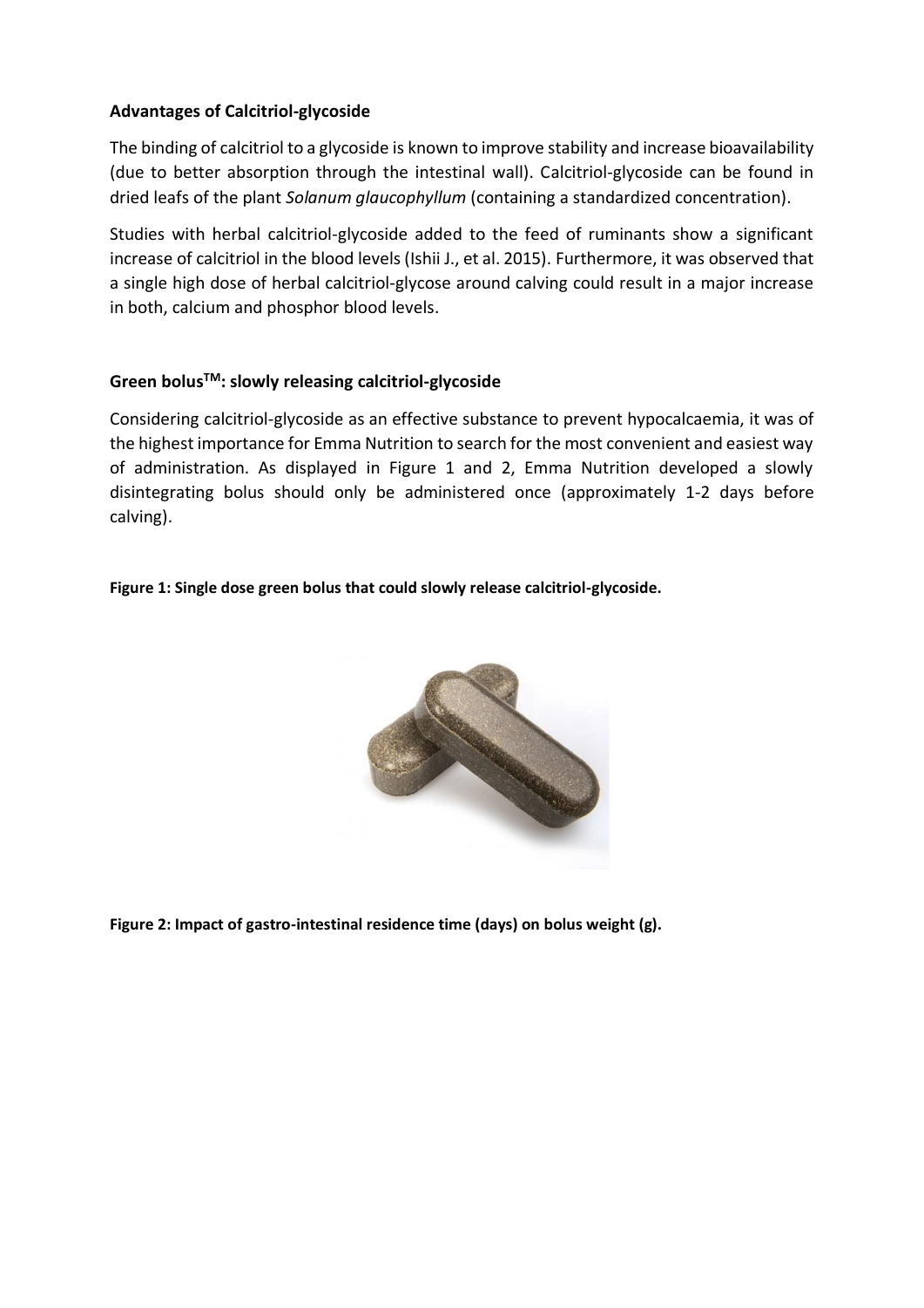**Advantages of Calcitriol-glycoside**

The binding of calcitriol to a glycoside is known to improve stability and increase bioavailability (due to better absorption through the intestinal wall). Calcitriol-glycoside can be found in dried leafs of the plant *Solanum glaucophyllum* (containing a standardized concentration).

Studies with herbal calcitriol-glycoside added to the feed of ruminants show a significant increase of calcitriol in the blood levels (Ishii J., et al. 2015). Furthermore, it was observed that a single high dose of herbal calcitriol-glycose around calving could result in a major increase in both, calcium and phosphor blood levels.

**Green bolus™: slowly releasing calcitriol-glycoside**

Considering calcitriol-glycoside as an effective substance to prevent hypocalcaemia, it was of the highest importance for Emma Nutrition to search for the most convenient and easiest way of administration. As displayed in Figure 1 and 2, Emma Nutrition developed a slowly disintegrating bolus should only be administered once (approximately 1-2 days before calving).

**Figure 1: Single dose green bolus that could slowly release calcitriol-glycoside.**

**Figure 2: Impact of gastro-intestinal residence time (days) on bolus weight (g).**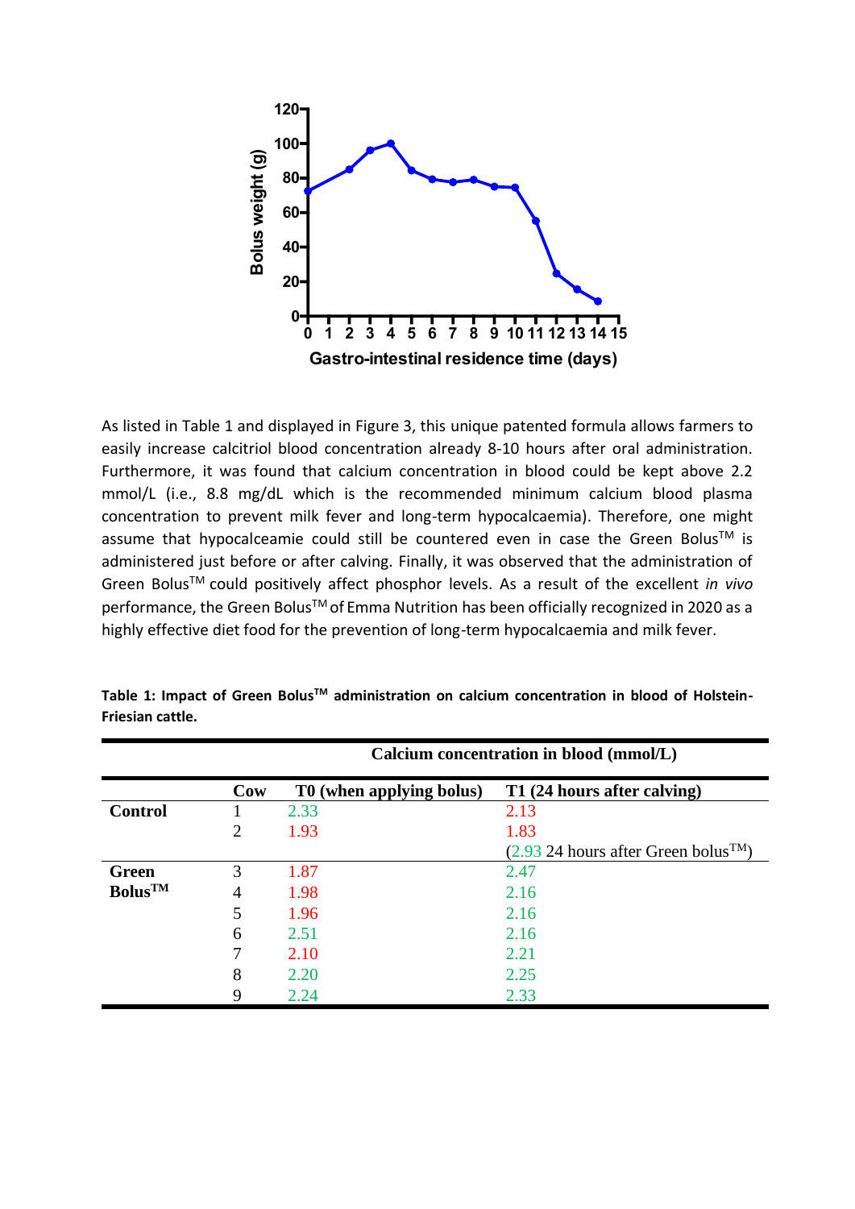As listed in Table 1 and displayed in Figure 3, this unique patented formula allows farmers to easily increase calcitriol blood concentration already 8-10 hours after oral administration. Furthermore, it was found that calcium concentration in blood could be kept above 2.2 mmol/L (i.e., 8.8 mg/dL which is the recommended minimum calcium blood plasma concentration to prevent milk fever and long-term hypocalcaemia). Therefore, one might assume that hypocalceamie could still be countered even in case the Green Bolus™ is administered just before or after calving. Finally, it was observed that the administration of Green Bolus™ could positively affect phosphor levels. As a result of the excellent *in vivo* performance, the Green Bolus™ of Emma Nutrition has been officially recognized in 2020 as a highly effective diet food for the prevention of long-term hypocalcaemia and milk fever.

**Table 1: Impact of Green Bolus™ administration on calcium concentration in blood of Holstein-Friesian cattle.**

| | | Calcium concentration in blood (mmol/L) | |
|---|---|---|---|
| | **Cow** | **T0 (when applying bolus)** | **T1 (24 hours after calving)** |
| **Control** | 1 | 2.33 | 2.13 |
| | 2 | 1.93 | 1.83 (2.93 24 hours after Green bolus™) |
| **Green Bolus™** | 3 | 1.87 | 2.47 |
| | 4 | 1.98 | 2.16 |
| | 5 | 1.96 | 2.16 |
| | 6 | 2.51 | 2.16 |
| | 7 | 2.10 | 2.21 |
| | 8 | 2.20 | 2.25 |
| | 9 | 2.24 | 2.33 |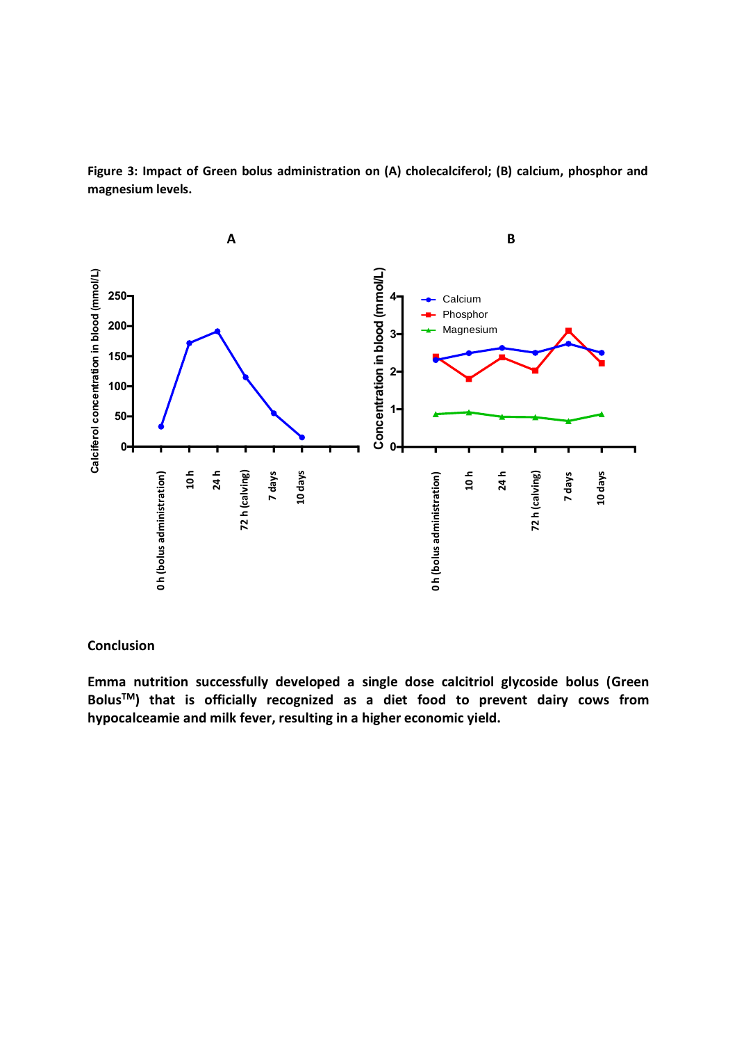**Figure 3: Impact of Green bolus administration on (A) cholecalciferol; (B) calcium, phosphor and magnesium levels.**

A

Calciferol concentration in blood (mmol/L)

250
200
150
100
50
0

0 h (bolus administration)
10 h
24 h
72 h (calving)
7 days
10 days

B

Concentration in blood (mmol/L)

4
3
2
1
0

Calcium
Phosphor
Magnesium

0 h (bolus administration)
10 h
24 h
72 h (calving)
7 days
10 days

**Conclusion**

**Emma nutrition successfully developed a single dose calcitriol glycoside bolus (Green Bolus[TM]) that is officially recognized as a diet food to prevent dairy cows from hypocalceamie and milk fever, resulting in a higher economic yield.**